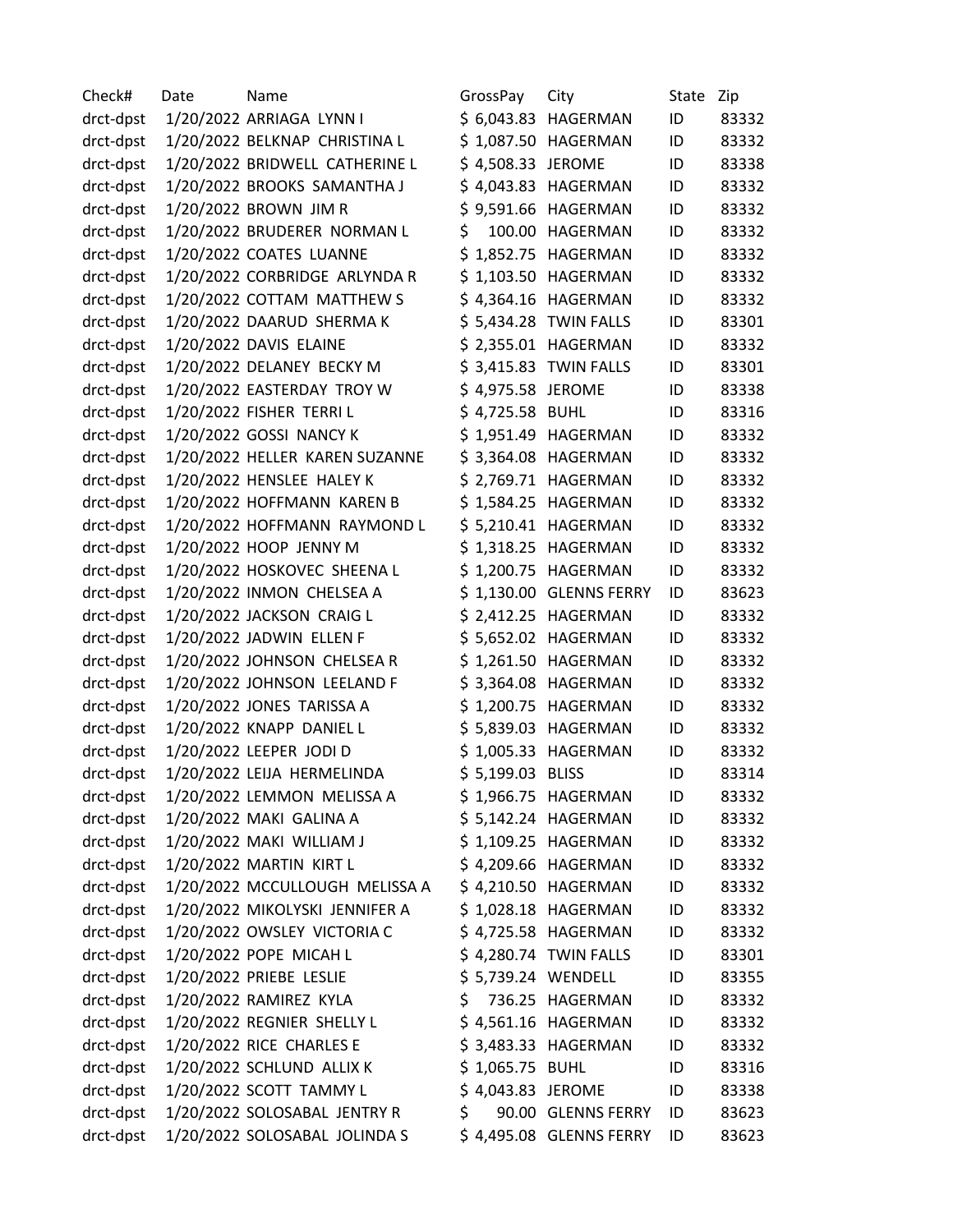| Check# | Date | Name | GrossPay | City | State | Zip |
|---|---|---|---|---|---|---|
| drct-dpst | 1/20/2022 | ARRIAGA LYNN I | $ 6,043.83 | HAGERMAN | ID | 83332 |
| drct-dpst | 1/20/2022 | BELKNAP CHRISTINA L | $ 1,087.50 | HAGERMAN | ID | 83332 |
| drct-dpst | 1/20/2022 | BRIDWELL CATHERINE L | $ 4,508.33 | JEROME | ID | 83338 |
| drct-dpst | 1/20/2022 | BROOKS SAMANTHA J | $ 4,043.83 | HAGERMAN | ID | 83332 |
| drct-dpst | 1/20/2022 | BROWN JIM R | $ 9,591.66 | HAGERMAN | ID | 83332 |
| drct-dpst | 1/20/2022 | BRUDERER NORMAN L | $ 100.00 | HAGERMAN | ID | 83332 |
| drct-dpst | 1/20/2022 | COATES LUANNE | $ 1,852.75 | HAGERMAN | ID | 83332 |
| drct-dpst | 1/20/2022 | CORBRIDGE ARLYNDA R | $ 1,103.50 | HAGERMAN | ID | 83332 |
| drct-dpst | 1/20/2022 | COTTAM MATTHEW S | $ 4,364.16 | HAGERMAN | ID | 83332 |
| drct-dpst | 1/20/2022 | DAARUD SHERMA K | $ 5,434.28 | TWIN FALLS | ID | 83301 |
| drct-dpst | 1/20/2022 | DAVIS ELAINE | $ 2,355.01 | HAGERMAN | ID | 83332 |
| drct-dpst | 1/20/2022 | DELANEY BECKY M | $ 3,415.83 | TWIN FALLS | ID | 83301 |
| drct-dpst | 1/20/2022 | EASTERDAY TROY W | $ 4,975.58 | JEROME | ID | 83338 |
| drct-dpst | 1/20/2022 | FISHER TERRI L | $ 4,725.58 | BUHL | ID | 83316 |
| drct-dpst | 1/20/2022 | GOSSI NANCY K | $ 1,951.49 | HAGERMAN | ID | 83332 |
| drct-dpst | 1/20/2022 | HELLER KAREN SUZANNE | $ 3,364.08 | HAGERMAN | ID | 83332 |
| drct-dpst | 1/20/2022 | HENSLEE HALEY K | $ 2,769.71 | HAGERMAN | ID | 83332 |
| drct-dpst | 1/20/2022 | HOFFMANN KAREN B | $ 1,584.25 | HAGERMAN | ID | 83332 |
| drct-dpst | 1/20/2022 | HOFFMANN RAYMOND L | $ 5,210.41 | HAGERMAN | ID | 83332 |
| drct-dpst | 1/20/2022 | HOOP JENNY M | $ 1,318.25 | HAGERMAN | ID | 83332 |
| drct-dpst | 1/20/2022 | HOSKOVEC SHEENA L | $ 1,200.75 | HAGERMAN | ID | 83332 |
| drct-dpst | 1/20/2022 | INMON CHELSEA A | $ 1,130.00 | GLENNS FERRY | ID | 83623 |
| drct-dpst | 1/20/2022 | JACKSON CRAIG L | $ 2,412.25 | HAGERMAN | ID | 83332 |
| drct-dpst | 1/20/2022 | JADWIN ELLEN F | $ 5,652.02 | HAGERMAN | ID | 83332 |
| drct-dpst | 1/20/2022 | JOHNSON CHELSEA R | $ 1,261.50 | HAGERMAN | ID | 83332 |
| drct-dpst | 1/20/2022 | JOHNSON LEELAND F | $ 3,364.08 | HAGERMAN | ID | 83332 |
| drct-dpst | 1/20/2022 | JONES TARISSA A | $ 1,200.75 | HAGERMAN | ID | 83332 |
| drct-dpst | 1/20/2022 | KNAPP DANIEL L | $ 5,839.03 | HAGERMAN | ID | 83332 |
| drct-dpst | 1/20/2022 | LEEPER JODI D | $ 1,005.33 | HAGERMAN | ID | 83332 |
| drct-dpst | 1/20/2022 | LEIJA HERMELINDA | $ 5,199.03 | BLISS | ID | 83314 |
| drct-dpst | 1/20/2022 | LEMMON MELISSA A | $ 1,966.75 | HAGERMAN | ID | 83332 |
| drct-dpst | 1/20/2022 | MAKI GALINA A | $ 5,142.24 | HAGERMAN | ID | 83332 |
| drct-dpst | 1/20/2022 | MAKI WILLIAM J | $ 1,109.25 | HAGERMAN | ID | 83332 |
| drct-dpst | 1/20/2022 | MARTIN KIRT L | $ 4,209.66 | HAGERMAN | ID | 83332 |
| drct-dpst | 1/20/2022 | MCCULLOUGH MELISSA A | $ 4,210.50 | HAGERMAN | ID | 83332 |
| drct-dpst | 1/20/2022 | MIKOLYSKI JENNIFER A | $ 1,028.18 | HAGERMAN | ID | 83332 |
| drct-dpst | 1/20/2022 | OWSLEY VICTORIA C | $ 4,725.58 | HAGERMAN | ID | 83332 |
| drct-dpst | 1/20/2022 | POPE MICAH L | $ 4,280.74 | TWIN FALLS | ID | 83301 |
| drct-dpst | 1/20/2022 | PRIEBE LESLIE | $ 5,739.24 | WENDELL | ID | 83355 |
| drct-dpst | 1/20/2022 | RAMIREZ KYLA | $ 736.25 | HAGERMAN | ID | 83332 |
| drct-dpst | 1/20/2022 | REGNIER SHELLY L | $ 4,561.16 | HAGERMAN | ID | 83332 |
| drct-dpst | 1/20/2022 | RICE CHARLES E | $ 3,483.33 | HAGERMAN | ID | 83332 |
| drct-dpst | 1/20/2022 | SCHLUND ALLIX K | $ 1,065.75 | BUHL | ID | 83316 |
| drct-dpst | 1/20/2022 | SCOTT TAMMY L | $ 4,043.83 | JEROME | ID | 83338 |
| drct-dpst | 1/20/2022 | SOLOSABAL JENTRY R | $ 90.00 | GLENNS FERRY | ID | 83623 |
| drct-dpst | 1/20/2022 | SOLOSABAL JOLINDA S | $ 4,495.08 | GLENNS FERRY | ID | 83623 |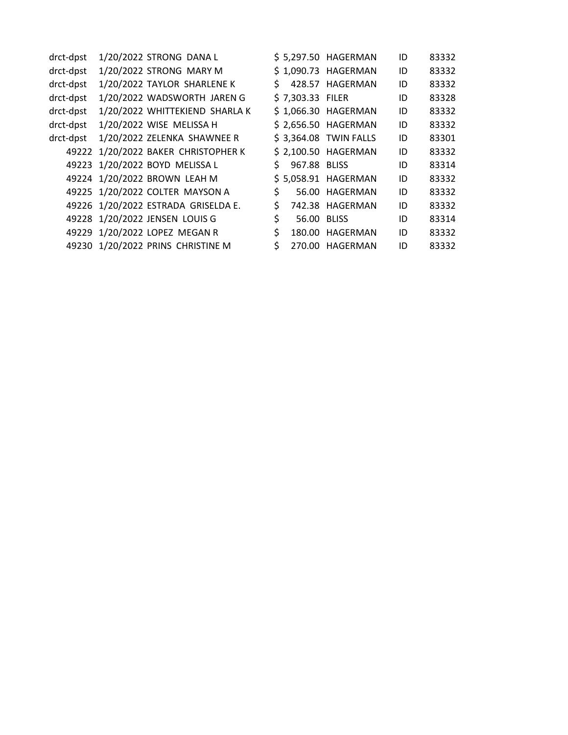| | | | | | | |
|---|---|---|---|---|---|---|
| drct-dpst | 1/20/2022 | STRONG DANA L | $ 5,297.50 | HAGERMAN | ID | 83332 |
| drct-dpst | 1/20/2022 | STRONG MARY M | $ 1,090.73 | HAGERMAN | ID | 83332 |
| drct-dpst | 1/20/2022 | TAYLOR SHARLENE K | $ 428.57 | HAGERMAN | ID | 83332 |
| drct-dpst | 1/20/2022 | WADSWORTH JAREN G | $ 7,303.33 | FILER | ID | 83328 |
| drct-dpst | 1/20/2022 | WHITTEKIEND SHARLA K | $ 1,066.30 | HAGERMAN | ID | 83332 |
| drct-dpst | 1/20/2022 | WISE MELISSA H | $ 2,656.50 | HAGERMAN | ID | 83332 |
| drct-dpst | 1/20/2022 | ZELENKA SHAWNEE R | $ 3,364.08 | TWIN FALLS | ID | 83301 |
| 49222 | 1/20/2022 | BAKER CHRISTOPHER K | $ 2,100.50 | HAGERMAN | ID | 83332 |
| 49223 | 1/20/2022 | BOYD MELISSA L | $ 967.88 | BLISS | ID | 83314 |
| 49224 | 1/20/2022 | BROWN LEAH M | $ 5,058.91 | HAGERMAN | ID | 83332 |
| 49225 | 1/20/2022 | COLTER MAYSON A | $ 56.00 | HAGERMAN | ID | 83332 |
| 49226 | 1/20/2022 | ESTRADA GRISELDA E. | $ 742.38 | HAGERMAN | ID | 83332 |
| 49228 | 1/20/2022 | JENSEN LOUIS G | $ 56.00 | BLISS | ID | 83314 |
| 49229 | 1/20/2022 | LOPEZ MEGAN R | $ 180.00 | HAGERMAN | ID | 83332 |
| 49230 | 1/20/2022 | PRINS CHRISTINE M | $ 270.00 | HAGERMAN | ID | 83332 |